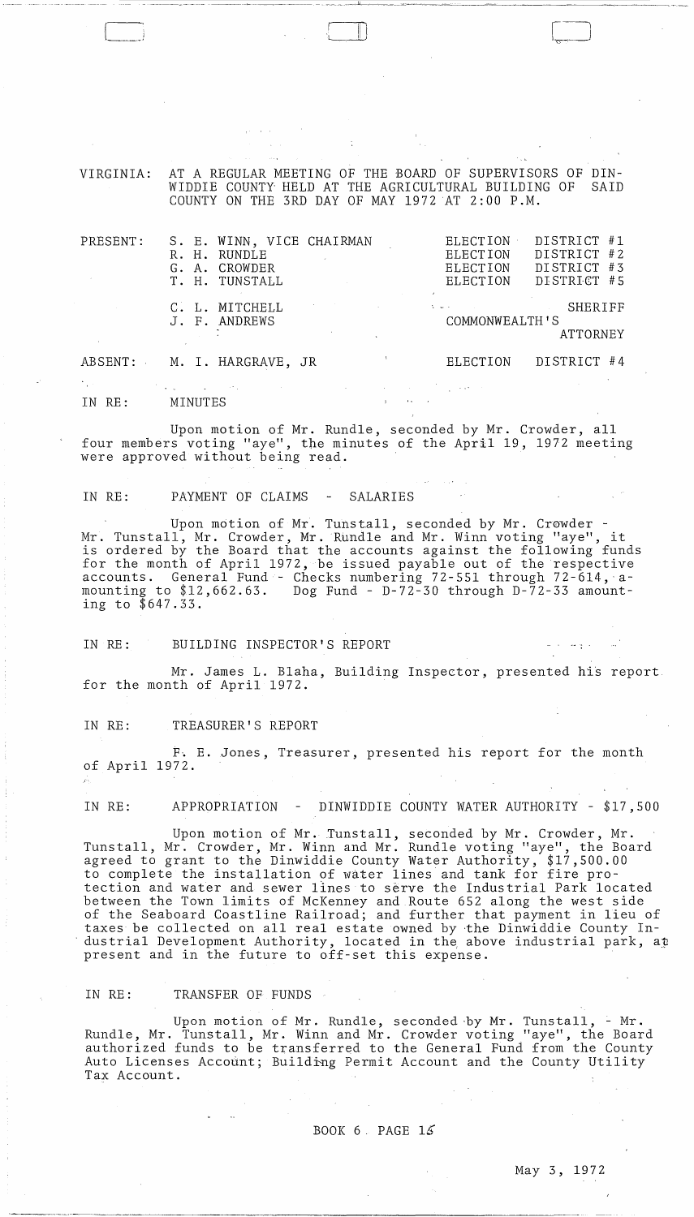VIRGINIA: AT A REGULAR MEETING OF THE BOARD OF SUPERVISORS OF DINWIDDIE COUNTY HELD AT THE AGRICULTURAL BUILDING OF SAID COUNTY ON THE 3RD DAY OF MAY 1972 AT 2:00 P.M.

| | | |
|---|---|---|
| PRESENT: | S. E. WINN, VICE CHAIRMAN | ELECTION DISTRICT #1 |
| | R. H. RUNDLE | ELECTION DISTRICT #2 |
| | G. A. CROWDER | ELECTION DISTRICT #3 |
| | T. H. TUNSTALL | ELECTION DISTRICT #5 |
| | C. L. MITCHELL | SHERIFF |
| | J. F. ANDREWS | COMMONWEALTH'S ATTORNEY |
| ABSENT: | M. I. HARGRAVE, JR | ELECTION DISTRICT #4 |

IN RE: MINUTES

Upon motion of Mr. Rundle, seconded by Mr. Crowder, all four members voting "aye", the minutes of the April 19, 1972 meeting were approved without being read.

IN RE: PAYMENT OF CLAIMS - SALARIES

Upon motion of Mr. Tunstall, seconded by Mr. Crowder - Mr. Tunstall, Mr. Crowder, Mr. Rundle and Mr. Winn voting "aye", it is ordered by the Board that the accounts against the following funds for the month of April 1972, be issued payable out of the respective accounts. General Fund - Checks numbering 72-551 through 72-614, amounting to $12,662.63. Dog Fund - D-72-30 through D-72-33 amounting to $647.33.

IN RE: BUILDING INSPECTOR'S REPORT

Mr. James L. Blaha, Building Inspector, presented his report for the month of April 1972.

IN RE: TREASURER'S REPORT

F. E. Jones, Treasurer, presented his report for the month of April 1972.

IN RE: APPROPRIATION - DINWIDDIE COUNTY WATER AUTHORITY - $17,500

Upon motion of Mr. Tunstall, seconded by Mr. Crowder, Mr. Tunstall, Mr. Crowder, Mr. Winn and Mr. Rundle voting "aye", the Board agreed to grant to the Dinwiddie County Water Authority, $17,500.00 to complete the installation of water lines and tank for fire protection and water and sewer lines to serve the Industrial Park located between the Town limits of McKenney and Route 652 along the west side of the Seaboard Coastline Railroad; and further that payment in lieu of taxes be collected on all real estate owned by the Dinwiddie County Industrial Development Authority, located in the above industrial park, at present and in the future to off-set this expense.

IN RE: TRANSFER OF FUNDS

Upon motion of Mr. Rundle, seconded by Mr. Tunstall, - Mr. Rundle, Mr. Tunstall, Mr. Winn and Mr. Crowder voting "aye", the Board authorized funds to be transferred to the General Fund from the County Auto Licenses Account; Building Permit Account and the County Utility Tax Account.

BOOK 6 PAGE 15

May 3, 1972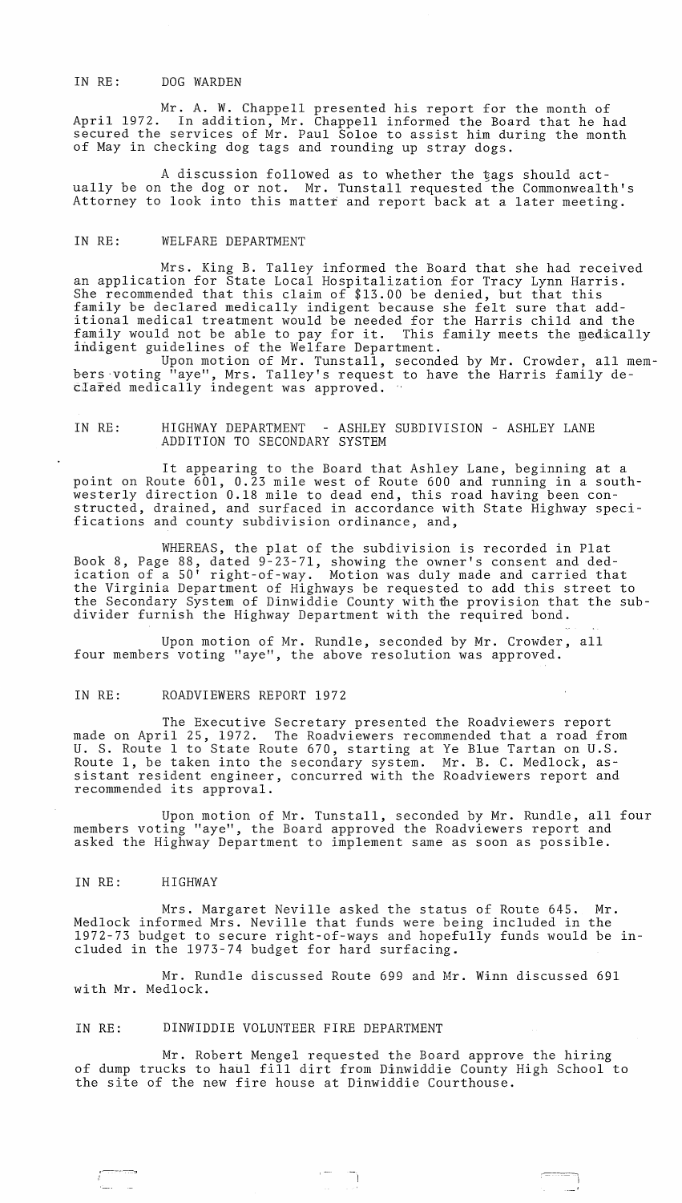IN RE: DOG WARDEN

Mr. A. W. Chappell presented his report for the month of April 1972. In addition, Mr. Chappell informed the Board that he had secured the services of Mr. Paul Soloe to assist him during the month of May in checking dog tags and rounding up stray dogs.

A discussion followed as to whether the tags should actually be on the dog or not. Mr. Tunstall requested the Commonwealth's Attorney to look into this matter and report back at a later meeting.

IN RE: WELFARE DEPARTMENT

Mrs. King B. Talley informed the Board that she had received an application for State Local Hospitalization for Tracy Lynn Harris. She recommended that this claim of $13.00 be denied, but that this family be declared medically indigent because she felt sure that additional medical treatment would be needed for the Harris child and the family would not be able to pay for it. This family meets the medically indigent guidelines of the Welfare Department.

Upon motion of Mr. Tunstall, seconded by Mr. Crowder, all members voting "aye", Mrs. Talley's request to have the Harris family declared medically indegent was approved.

IN RE: HIGHWAY DEPARTMENT - ASHLEY SUBDIVISION - ASHLEY LANE ADDITION TO SECONDARY SYSTEM

It appearing to the Board that Ashley Lane, beginning at a point on Route 601, 0.23 mile west of Route 600 and running in a southwesterly direction 0.18 mile to dead end, this road having been constructed, drained, and surfaced in accordance with State Highway specifications and county subdivision ordinance, and,

WHEREAS, the plat of the subdivision is recorded in Plat Book 8, Page 88, dated 9-23-71, showing the owner's consent and dedication of a 50' right-of-way. Motion was duly made and carried that the Virginia Department of Highways be requested to add this street to the Secondary System of Dinwiddie County with the provision that the subdivider furnish the Highway Department with the required bond.

Upon motion of Mr. Rundle, seconded by Mr. Crowder, all four members voting "aye", the above resolution was approved.

IN RE: ROADVIEWERS REPORT 1972

The Executive Secretary presented the Roadviewers report made on April 25, 1972. The Roadviewers recommended that a road from U. S. Route 1 to State Route 670, starting at Ye Blue Tartan on U.S. Route 1, be taken into the secondary system. Mr. B. C. Medlock, assistant resident engineer, concurred with the Roadviewers report and recommended its approval.

Upon motion of Mr. Tunstall, seconded by Mr. Rundle, all four members voting "aye", the Board approved the Roadviewers report and asked the Highway Department to implement same as soon as possible.

IN RE: HIGHWAY

Mrs. Margaret Neville asked the status of Route 645. Mr. Medlock informed Mrs. Neville that funds were being included in the 1972-73 budget to secure right-of-ways and hopefully funds would be included in the 1973-74 budget for hard surfacing.

Mr. Rundle discussed Route 699 and Mr. Winn discussed 691 with Mr. Medlock.

IN RE: DINWIDDIE VOLUNTEER FIRE DEPARTMENT

Mr. Robert Mengel requested the Board approve the hiring of dump trucks to haul fill dirt from Dinwiddie County High School to the site of the new fire house at Dinwiddie Courthouse.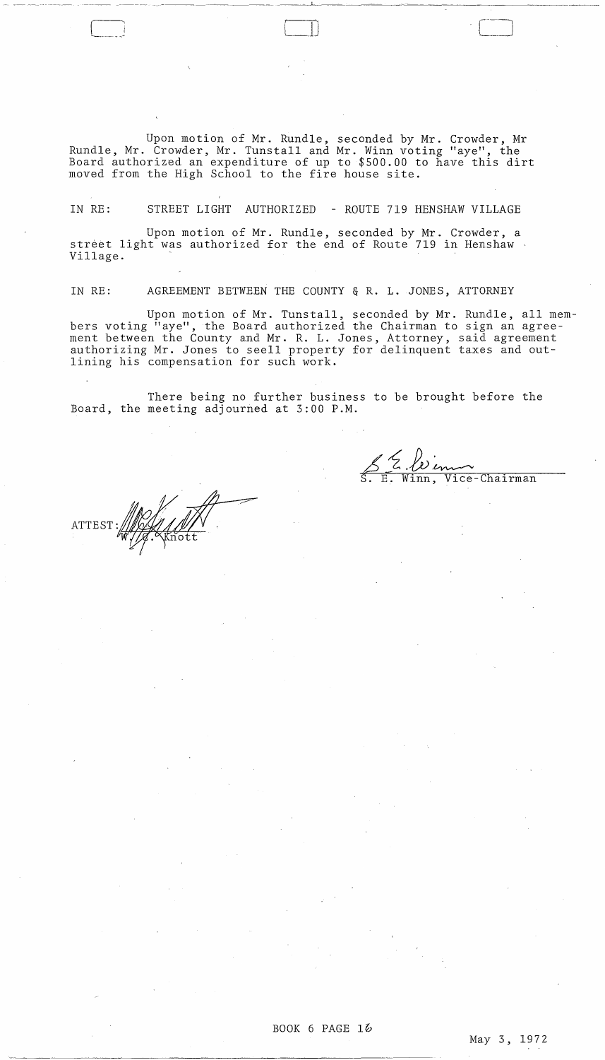Upon motion of Mr. Rundle, seconded by Mr. Crowder, Mr Rundle, Mr. Crowder, Mr. Tunstall and Mr. Winn voting "aye", the Board authorized an expenditure of up to $500.00 to have this dirt moved from the High School to the fire house site.

IN RE: STREET LIGHT AUTHORIZED - ROUTE 719 HENSHAW VILLAGE

Upon motion of Mr. Rundle, seconded by Mr. Crowder, a street light was authorized for the end of Route 719 in Henshaw Village.

IN RE: AGREEMENT BETWEEN THE COUNTY & R. L. JONES, ATTORNEY

Upon motion of Mr. Tunstall, seconded by Mr. Rundle, all members voting "aye", the Board authorized the Chairman to sign an agreement between the County and Mr. R. L. Jones, Attorney, said agreement authorizing Mr. Jones to seell property for delinquent taxes and outlining his compensation for such work.

There being no further business to be brought before the Board, the meeting adjourned at 3:00 P.M.

S. E. Winn, Vice-Chairman

ATTEST: W. G. Knott

BOOK 6 PAGE 16

May 3, 1972